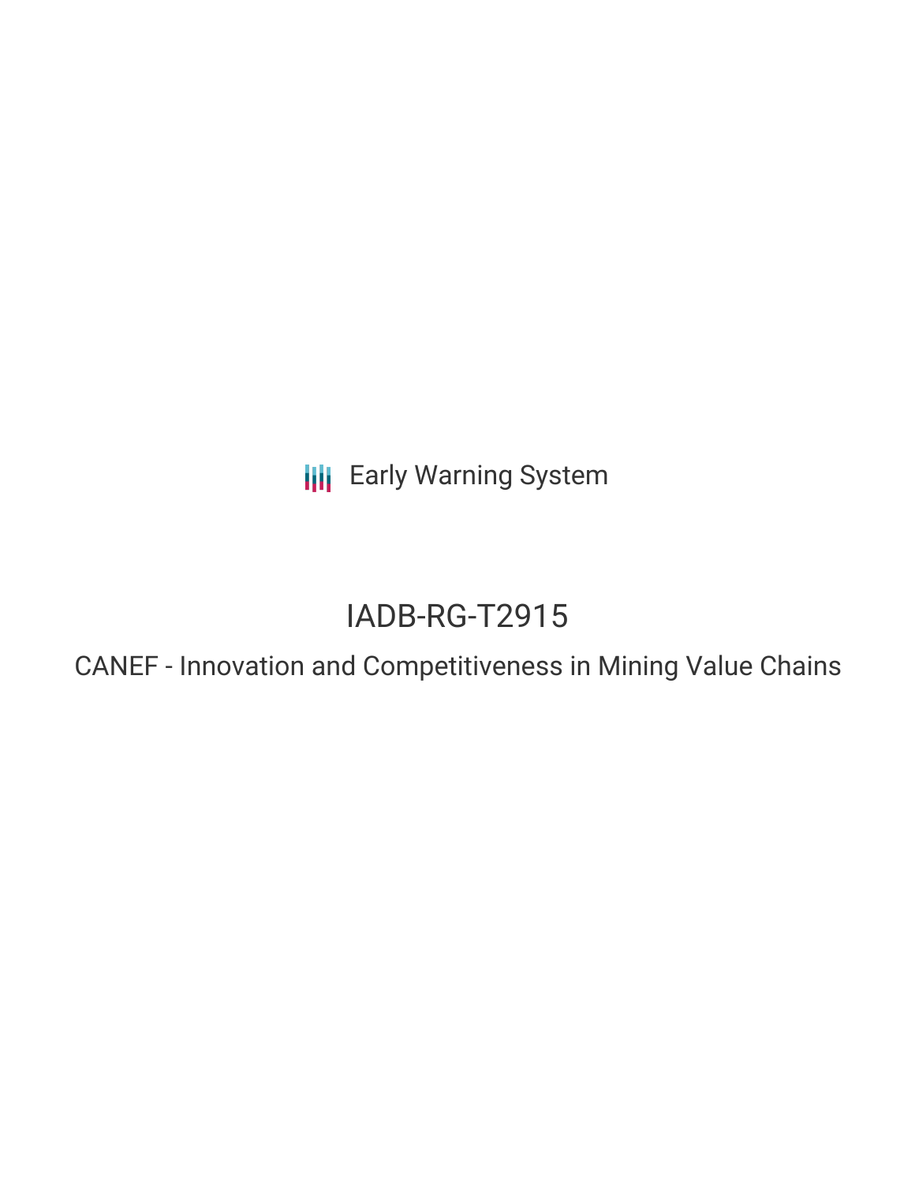Early Warning System

# IADB-RG-T2915

## CANEF - Innovation and Competitiveness in Mining Value Chains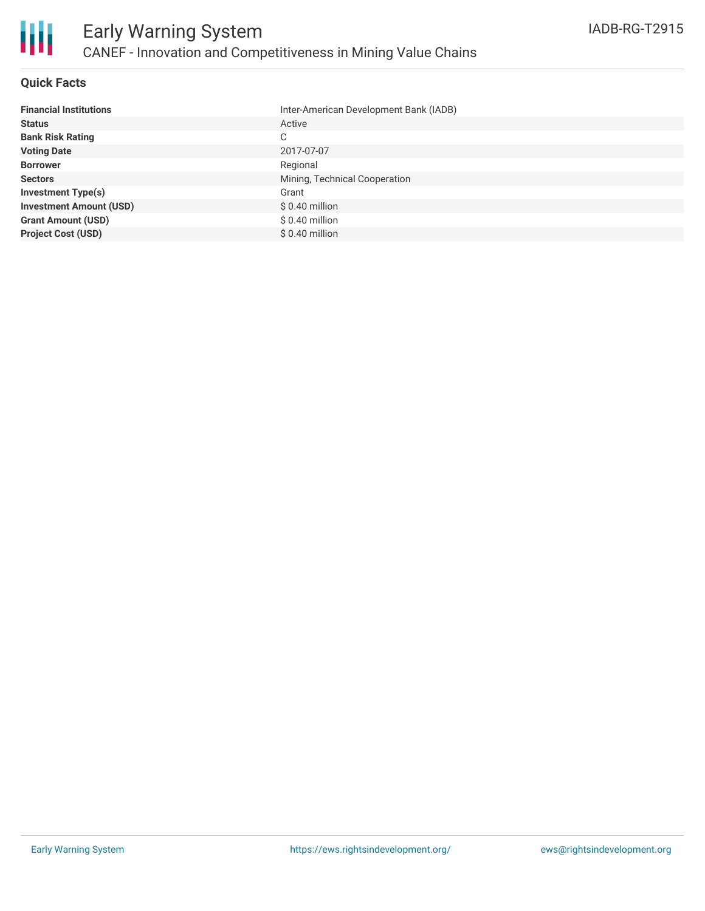# Early Warning System

## CANEF - Innovation and Competitiveness in Mining Value Chains

IADB-RG-T2915

### Quick Facts

| | |
|---|---|
| **Financial Institutions** | Inter-American Development Bank (IADB) |
| **Status** | Active |
| **Bank Risk Rating** | C |
| **Voting Date** | 2017-07-07 |
| **Borrower** | Regional |
| **Sectors** | Mining, Technical Cooperation |
| **Investment Type(s)** | Grant |
| **Investment Amount (USD)** | $ 0.40 million |
| **Grant Amount (USD)** | $ 0.40 million |
| **Project Cost (USD)** | $ 0.40 million |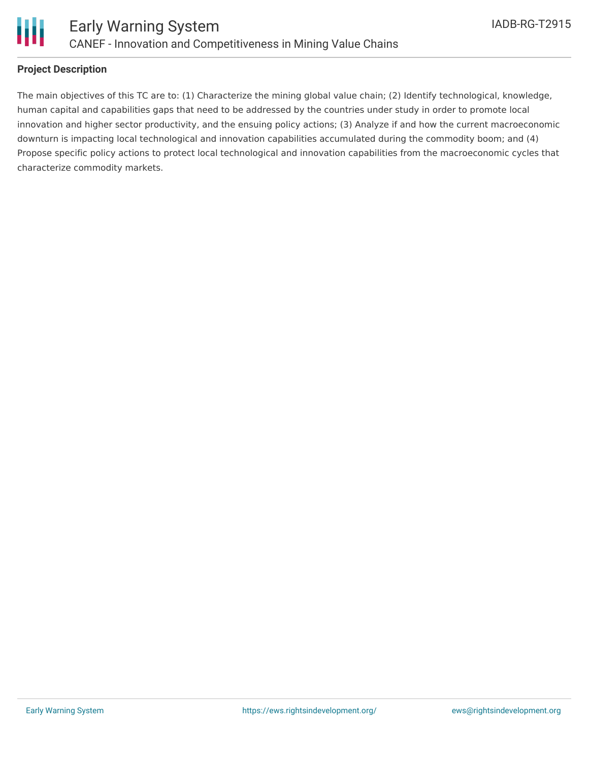## Project Description

The main objectives of this TC are to: (1) Characterize the mining global value chain; (2) Identify technological, knowledge, human capital and capabilities gaps that need to be addressed by the countries under study in order to promote local innovation and higher sector productivity, and the ensuing policy actions; (3) Analyze if and how the current macroeconomic downturn is impacting local technological and innovation capabilities accumulated during the commodity boom; and (4) Propose specific policy actions to protect local technological and innovation capabilities from the macroeconomic cycles that characterize commodity markets.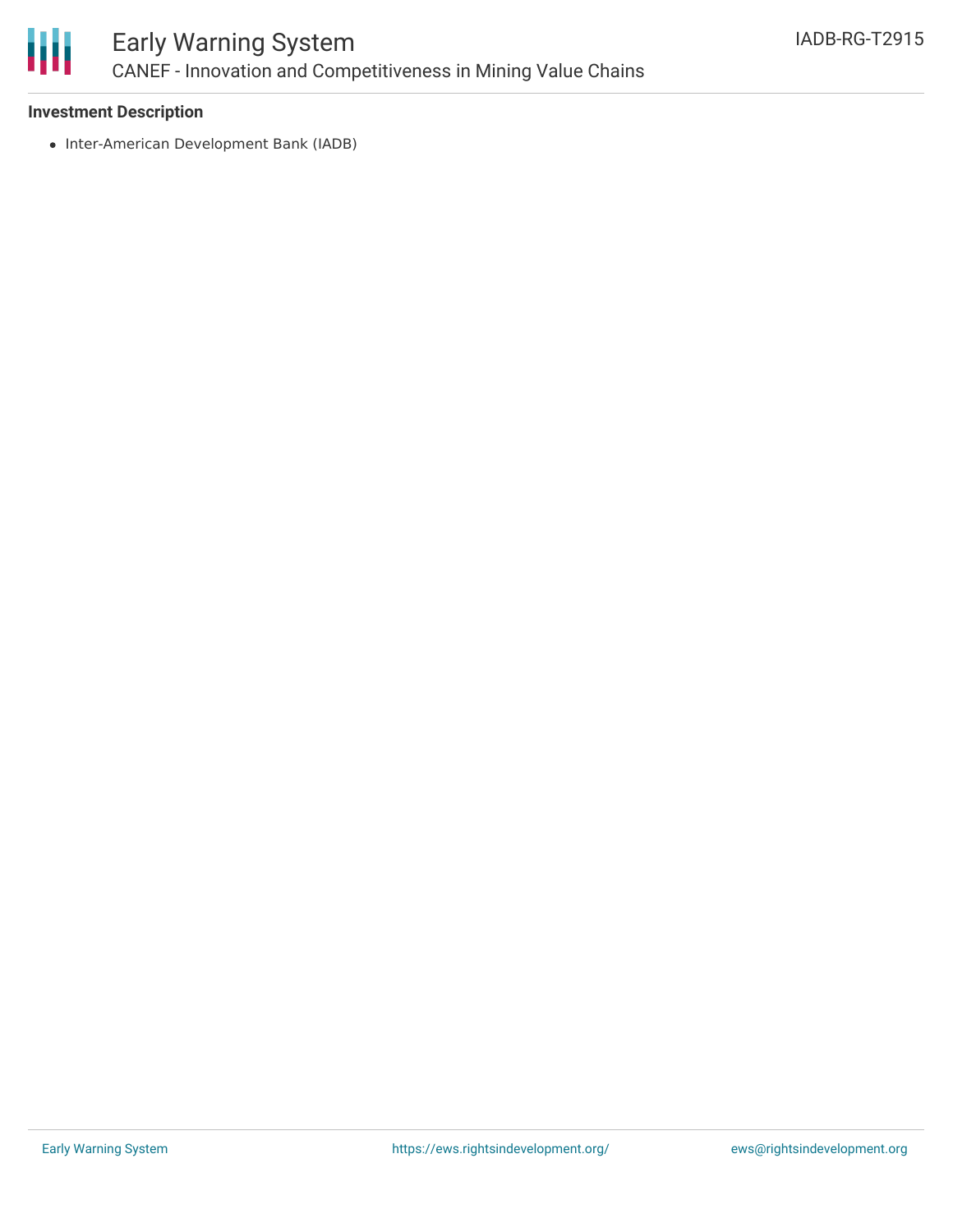### Investment Description

- Inter-American Development Bank (IADB)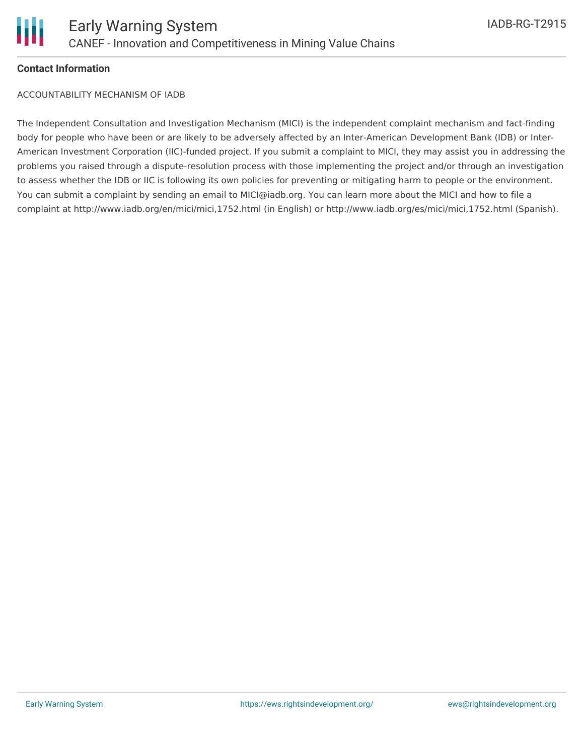**Contact Information**

ACCOUNTABILITY MECHANISM OF IADB

The Independent Consultation and Investigation Mechanism (MICI) is the independent complaint mechanism and fact-finding body for people who have been or are likely to be adversely affected by an Inter-American Development Bank (IDB) or Inter-American Investment Corporation (IIC)-funded project. If you submit a complaint to MICI, they may assist you in addressing the problems you raised through a dispute-resolution process with those implementing the project and/or through an investigation to assess whether the IDB or IIC is following its own policies for preventing or mitigating harm to people or the environment. You can submit a complaint by sending an email to MICI@iadb.org. You can learn more about the MICI and how to file a complaint at http://www.iadb.org/en/mici/mici,1752.html (in English) or http://www.iadb.org/es/mici/mici,1752.html (Spanish).